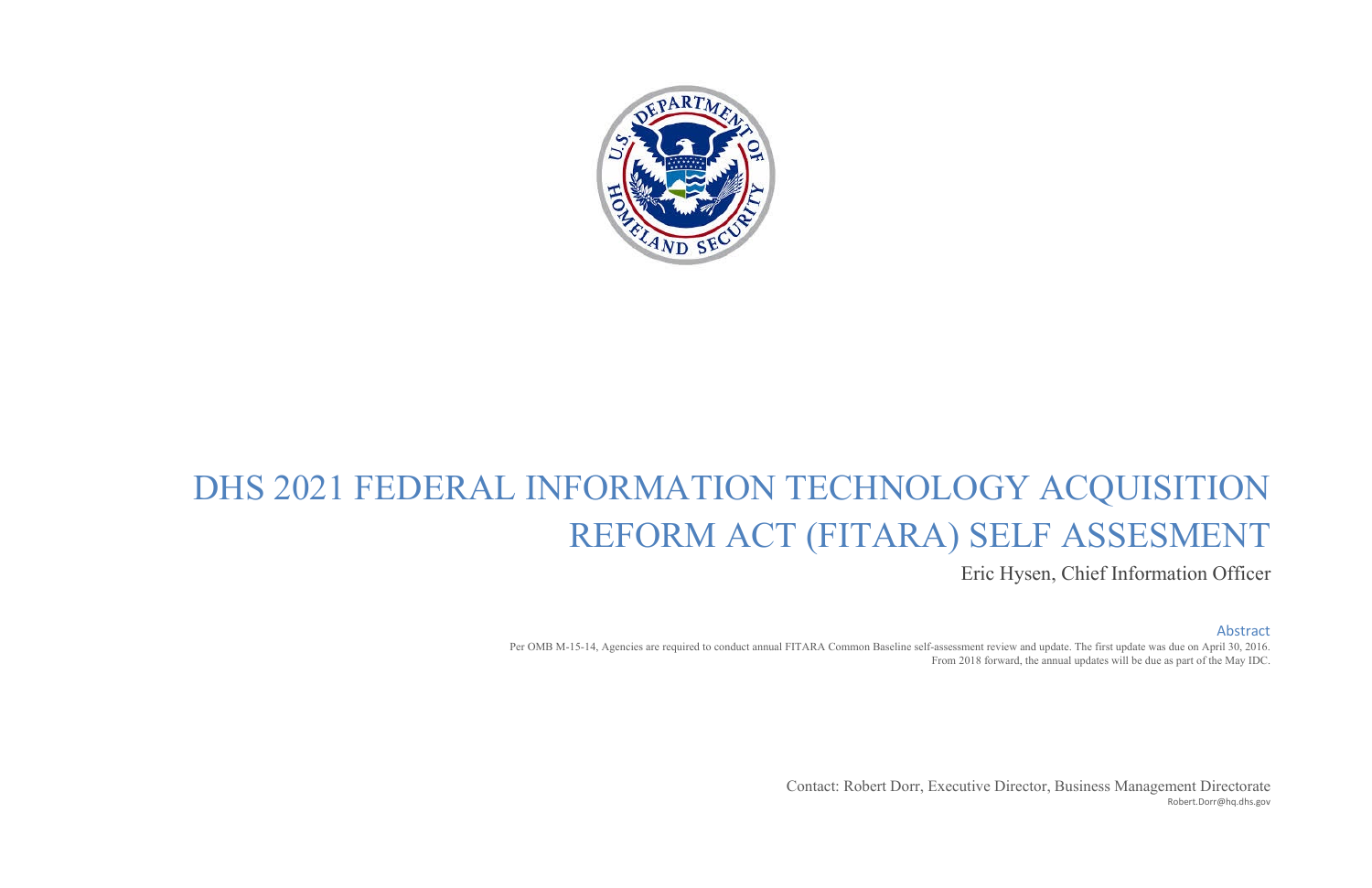# DHS 2021 FEDERAL INFORMATION TECHNOLOGY ACQUISITION REFORM ACT (FITARA) SELF ASSESMENT

Eric Hysen, Chief Information Officer

## Abstract

Per OMB M-15-14, Agencies are required to conduct annual FITARA Common Baseline self-assessment review and update. The first update was due on April 30, 2016. From 2018 forward, the annual updates will be due as part of the May IDC.

Contact: Robert Dorr, Executive Director, Business Management Directorate
Robert.Dorr@hq.dhs.gov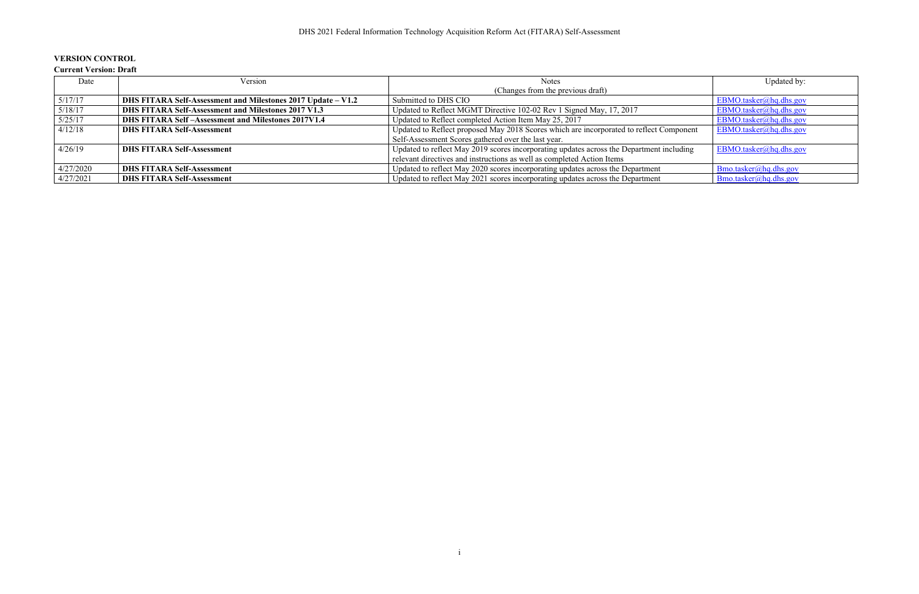**VERSION CONTROL**

**Current Version: Draft**

| Date | Version | Notes (Changes from the previous draft) | Updated by: |
|---|---|---|---|
| 5/17/17 | **DHS FITARA Self-Assessment and Milestones 2017 Update – V1.2** | Submitted to DHS CIO | EBMO.tasker@hq.dhs.gov |
| 5/18/17 | **DHS FITARA Self-Assessment and Milestones 2017 V1.3** | Updated to Reflect MGMT Directive 102-02 Rev 1 Signed May, 17, 2017 | EBMO.tasker@hq.dhs.gov |
| 5/25/17 | **DHS FITARA Self –Assessment and Milestones 2017V1.4** | Updated to Reflect completed Action Item May 25, 2017 | EBMO.tasker@hq.dhs.gov |
| 4/12/18 | **DHS FITARA Self-Assessment** | Updated to Reflect proposed May 2018 Scores which are incorporated to reflect Component Self-Assessment Scores gathered over the last year. | EBMO.tasker@hq.dhs.gov |
| 4/26/19 | **DHS FITARA Self-Assessment** | Updated to reflect May 2019 scores incorporating updates across the Department including relevant directives and instructions as well as completed Action Items | EBMO.tasker@hq.dhs.gov |
| 4/27/2020 | **DHS FITARA Self-Assessment** | Updated to reflect May 2020 scores incorporating updates across the Department | Bmo.tasker@hq.dhs.gov |
| 4/27/2021 | **DHS FITARA Self-Assessment** | Updated to reflect May 2021 scores incorporating updates across the Department | Bmo.tasker@hq.dhs.gov |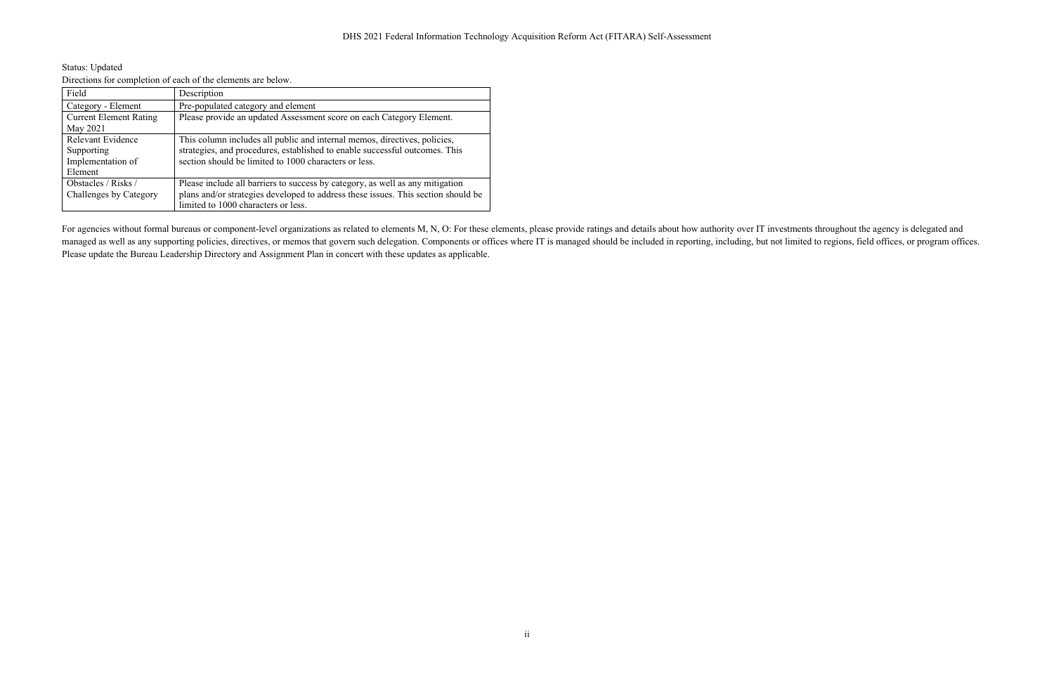Status: Updated

Directions for completion of each of the elements are below.

| Field | Description |
|---|---|
| Category - Element | Pre-populated category and element |
| Current Element Rating May 2021 | Please provide an updated Assessment score on each Category Element. |
| Relevant Evidence Supporting Implementation of Element | This column includes all public and internal memos, directives, policies, strategies, and procedures, established to enable successful outcomes. This section should be limited to 1000 characters or less. |
| Obstacles / Risks / Challenges by Category | Please include all barriers to success by category, as well as any mitigation plans and/or strategies developed to address these issues. This section should be limited to 1000 characters or less. |

For agencies without formal bureaus or component-level organizations as related to elements M, N, O: For these elements, please provide ratings and details about how authority over IT investments throughout the agency is delegated and managed as well as any supporting policies, directives, or memos that govern such delegation. Components or offices where IT is managed should be included in reporting, including, but not limited to regions, field offices, or program offices. Please update the Bureau Leadership Directory and Assignment Plan in concert with these updates as applicable.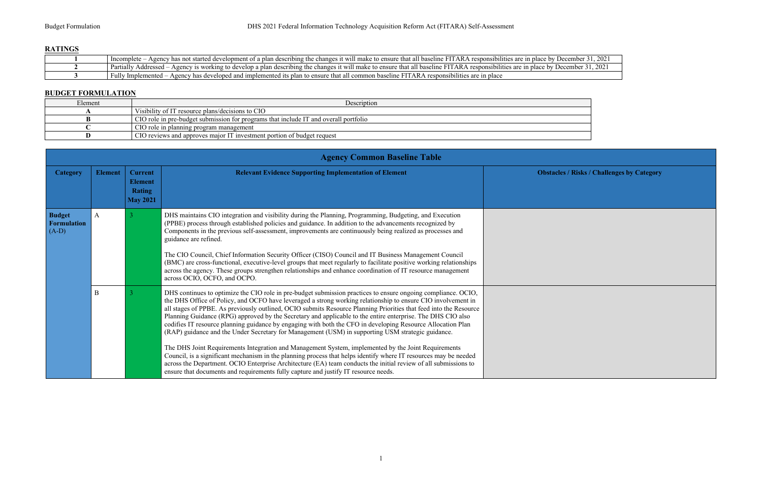**RATINGS**

| | |
|---|---|
| **1** | Incomplete – Agency has not started development of a plan describing the changes it will make to ensure that all baseline FITARA responsibilities are in place by December 31, 2021 |
| **2** | Partially Addressed – Agency is working to develop a plan describing the changes it will make to ensure that all baseline FITARA responsibilities are in place by December 31, 2021 |
| **3** | Fully Implemented – Agency has developed and implemented its plan to ensure that all common baseline FITARA responsibilities are in place |

**BUDGET FORMULATION**

| Element | Description |
|---|---|
| **A** | Visibility of IT resource plans/decisions to CIO |
| **B** | CIO role in pre-budget submission for programs that include IT and overall portfolio |
| **C** | CIO role in planning program management |
| **D** | CIO reviews and approves major IT investment portion of budget request |

**Agency Common Baseline Table**

| Category | Element | Current Element Rating May 2021 | Relevant Evidence Supporting Implementation of Element | Obstacles / Risks / Challenges by Category |
|---|---|---|---|---|
| **Budget Formulation** (A-D) | A | 3 | DHS maintains CIO integration and visibility during the Planning, Programming, Budgeting, and Execution (PPBE) process through established policies and guidance. In addition to the advancements recognized by Components in the previous self-assessment, improvements are continuously being realized as processes and guidance are refined.<br><br>The CIO Council, Chief Information Security Officer (CISO) Council and IT Business Management Council (BMC) are cross-functional, executive-level groups that meet regularly to facilitate positive working relationships across the agency. These groups strengthen relationships and enhance coordination of IT resource management across OCIO, OCFO, and OCPO. | |
| | B | 3 | DHS continues to optimize the CIO role in pre-budget submission practices to ensure ongoing compliance. OCIO, the DHS Office of Policy, and OCFO have leveraged a strong working relationship to ensure CIO involvement in all stages of PPBE. As previously outlined, OCIO submits Resource Planning Priorities that feed into the Resource Planning Guidance (RPG) approved by the Secretary and applicable to the entire enterprise. The DHS CIO also codifies IT resource planning guidance by engaging with both the CFO in developing Resource Allocation Plan (RAP) guidance and the Under Secretary for Management (USM) in supporting USM strategic guidance.<br><br>The DHS Joint Requirements Integration and Management System, implemented by the Joint Requirements Council, is a significant mechanism in the planning process that helps identify where IT resources may be needed across the Department. OCIO Enterprise Architecture (EA) team conducts the initial review of all submissions to ensure that documents and requirements fully capture and justify IT resource needs. | |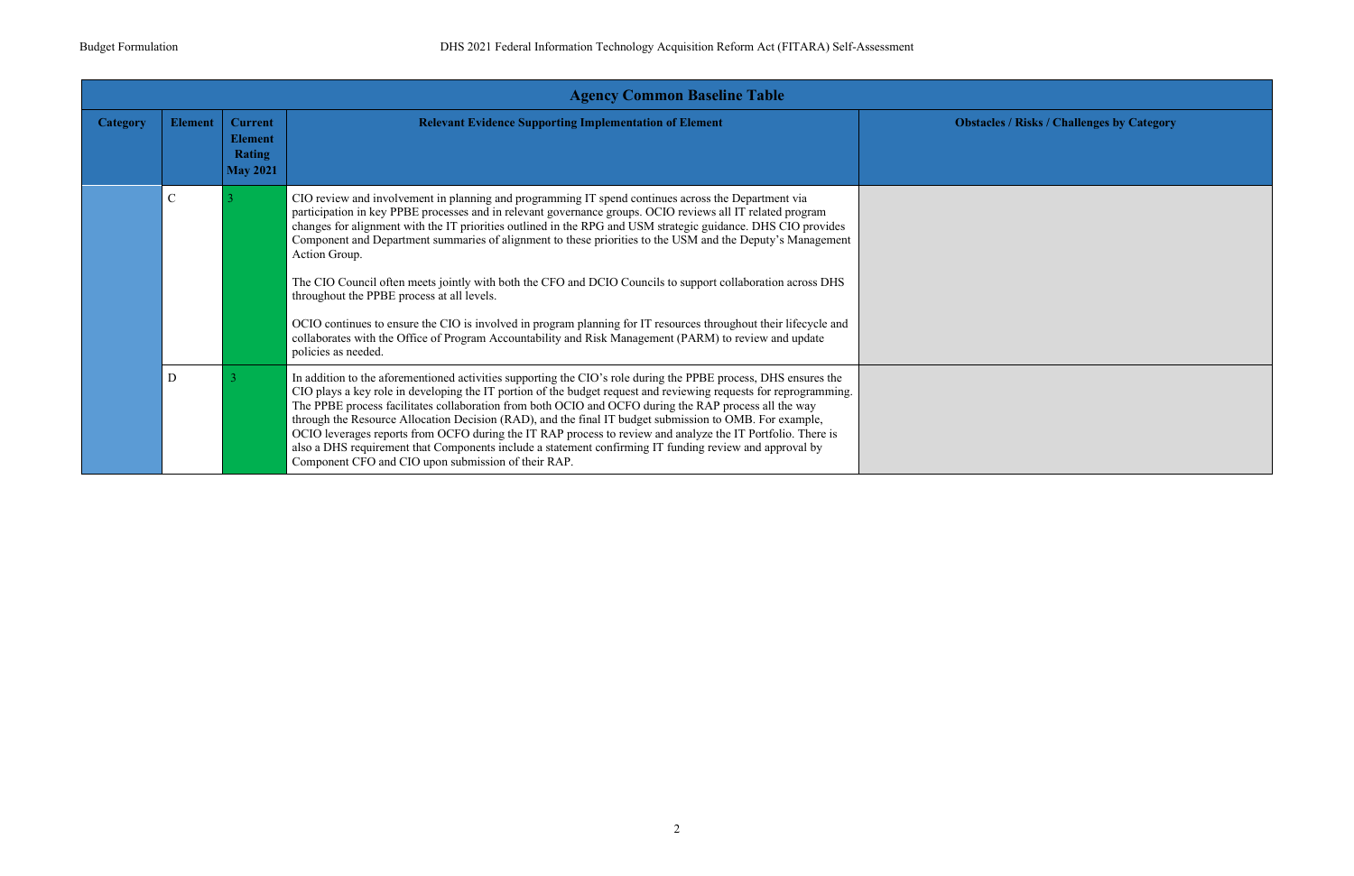| Agency Common Baseline Table | | | | |
|---|---|---|---|---|
| **Category** | **Element** | **Current Element Rating May 2021** | **Relevant Evidence Supporting Implementation of Element** | **Obstacles / Risks / Challenges by Category** |
| | C | 3 | CIO review and involvement in planning and programming IT spend continues across the Department via participation in key PPBE processes and in relevant governance groups. OCIO reviews all IT related program changes for alignment with the IT priorities outlined in the RPG and USM strategic guidance. DHS CIO provides Component and Department summaries of alignment to these priorities to the USM and the Deputy's Management Action Group.<br><br>The CIO Council often meets jointly with both the CFO and DCIO Councils to support collaboration across DHS throughout the PPBE process at all levels.<br><br>OCIO continues to ensure the CIO is involved in program planning for IT resources throughout their lifecycle and collaborates with the Office of Program Accountability and Risk Management (PARM) to review and update policies as needed. | |
| | D | 3 | In addition to the aforementioned activities supporting the CIO's role during the PPBE process, DHS ensures the CIO plays a key role in developing the IT portion of the budget request and reviewing requests for reprogramming. The PPBE process facilitates collaboration from both OCIO and OCFO during the RAP process all the way through the Resource Allocation Decision (RAD), and the final IT budget submission to OMB. For example, OCIO leverages reports from OCFO during the IT RAP process to review and analyze the IT Portfolio. There is also a DHS requirement that Components include a statement confirming IT funding review and approval by Component CFO and CIO upon submission of their RAP. | |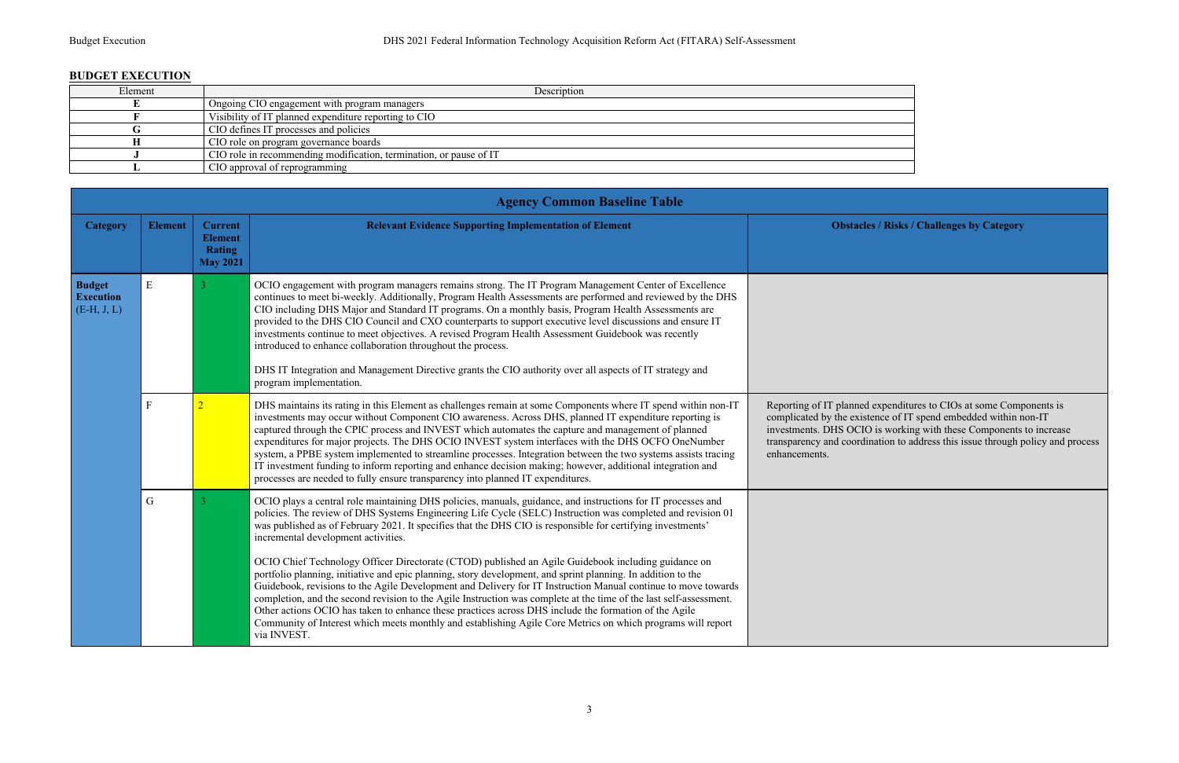## BUDGET EXECUTION

| Element | Description |
|---|---|
| E | Ongoing CIO engagement with program managers |
| F | Visibility of IT planned expenditure reporting to CIO |
| G | CIO defines IT processes and policies |
| H | CIO role on program governance boards |
| J | CIO role in recommending modification, termination, or pause of IT |
| L | CIO approval of reprogramming |

**Agency Common Baseline Table**

| Category | Element | Current Element Rating May 2021 | Relevant Evidence Supporting Implementation of Element | Obstacles / Risks / Challenges by Category |
|---|---|---|---|---|
| **Budget Execution** (E-H, J, L) | E | 3 | OCIO engagement with program managers remains strong. The IT Program Management Center of Excellence continues to meet bi-weekly. Additionally, Program Health Assessments are performed and reviewed by the DHS CIO including DHS Major and Standard IT programs. On a monthly basis, Program Health Assessments are provided to the DHS CIO Council and CXO counterparts to support executive level discussions and ensure IT investments continue to meet objectives. A revised Program Health Assessment Guidebook was recently introduced to enhance collaboration throughout the process.<br><br>DHS IT Integration and Management Directive grants the CIO authority over all aspects of IT strategy and program implementation. | |
| | F | 2 | DHS maintains its rating in this Element as challenges remain at some Components where IT spend within non-IT investments may occur without Component CIO awareness. Across DHS, planned IT expenditure reporting is captured through the CPIC process and INVEST which automates the capture and management of planned expenditures for major projects. The DHS OCIO INVEST system interfaces with the DHS OCFO OneNumber system, a PPBE system implemented to streamline processes. Integration between the two systems assists tracing IT investment funding to inform reporting and enhance decision making; however, additional integration and processes are needed to fully ensure transparency into planned IT expenditures. | Reporting of IT planned expenditures to CIOs at some Components is complicated by the existence of IT spend embedded within non-IT investments. DHS OCIO is working with these Components to increase transparency and coordination to address this issue through policy and process enhancements. |
| | G | 3 | OCIO plays a central role maintaining DHS policies, manuals, guidance, and instructions for IT processes and policies. The review of DHS Systems Engineering Life Cycle (SELC) Instruction was completed and revision 01 was published as of February 2021. It specifies that the DHS CIO is responsible for certifying investments' incremental development activities.<br><br>OCIO Chief Technology Officer Directorate (CTOD) published an Agile Guidebook including guidance on portfolio planning, initiative and epic planning, story development, and sprint planning. In addition to the Guidebook, revisions to the Agile Development and Delivery for IT Instruction Manual continue to move towards completion, and the second revision to the Agile Instruction was complete at the time of the last self-assessment. Other actions OCIO has taken to enhance these practices across DHS include the formation of the Agile Community of Interest which meets monthly and establishing Agile Core Metrics on which programs will report via INVEST. | |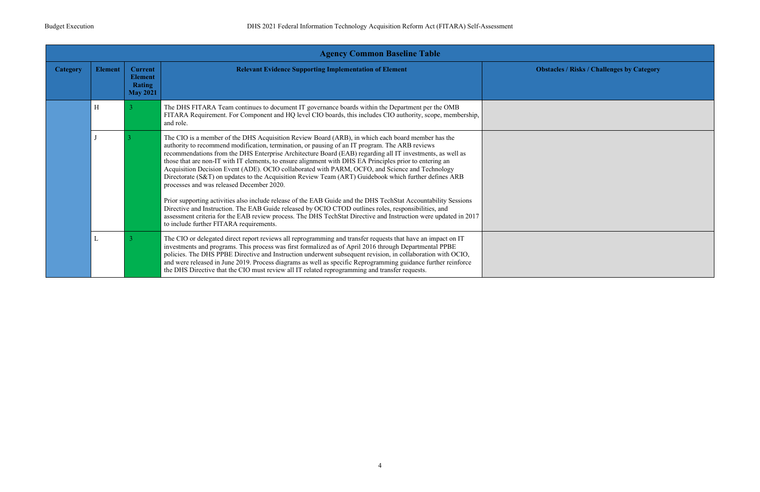| Agency Common Baseline Table | | | | |
|---|---|---|---|---|
| **Category** | **Element** | **Current Element Rating May 2021** | **Relevant Evidence Supporting Implementation of Element** | **Obstacles / Risks / Challenges by Category** |
| | H | 3 | The DHS FITARA Team continues to document IT governance boards within the Department per the OMB FITARA Requirement. For Component and HQ level CIO boards, this includes CIO authority, scope, membership, and role. | |
| | J | 3 | The CIO is a member of the DHS Acquisition Review Board (ARB), in which each board member has the authority to recommend modification, termination, or pausing of an IT program. The ARB reviews recommendations from the DHS Enterprise Architecture Board (EAB) regarding all IT investments, as well as those that are non-IT with IT elements, to ensure alignment with DHS EA Principles prior to entering an Acquisition Decision Event (ADE). OCIO collaborated with PARM, OCFO, and Science and Technology Directorate (S&T) on updates to the Acquisition Review Team (ART) Guidebook which further defines ARB processes and was released December 2020.<br><br>Prior supporting activities also include release of the EAB Guide and the DHS TechStat Accountability Sessions Directive and Instruction. The EAB Guide released by OCIO CTOD outlines roles, responsibilities, and assessment criteria for the EAB review process. The DHS TechStat Directive and Instruction were updated in 2017 to include further FITARA requirements. | |
| | L | 3 | The CIO or delegated direct report reviews all reprogramming and transfer requests that have an impact on IT investments and programs. This process was first formalized as of April 2016 through Departmental PPBE policies. The DHS PPBE Directive and Instruction underwent subsequent revision, in collaboration with OCIO, and were released in June 2019. Process diagrams as well as specific Reprogramming guidance further reinforce the DHS Directive that the CIO must review all IT related reprogramming and transfer requests. | |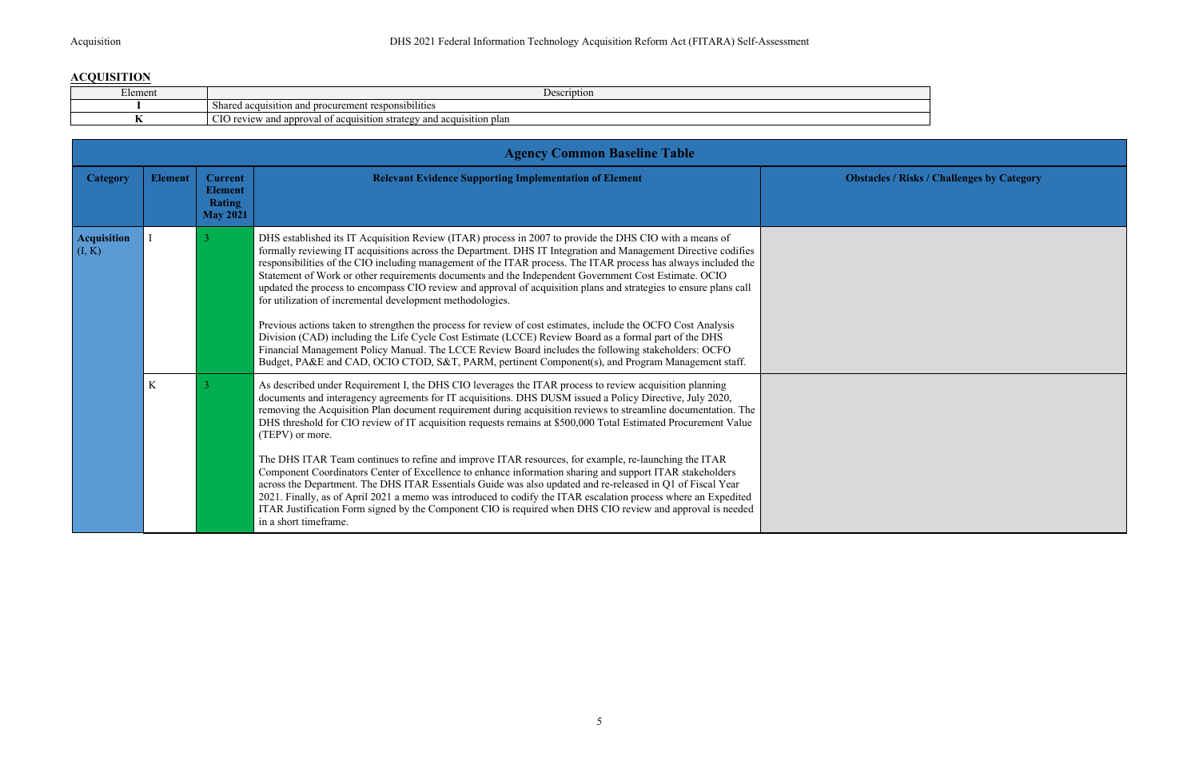## ACQUISITION

| Element | Description |
|---|---|
| **I** | Shared acquisition and procurement responsibilities |
| **K** | CIO review and approval of acquisition strategy and acquisition plan |

| **Agency Common Baseline Table** | | | | |
|---|---|---|---|---|
| **Category** | **Element** | **Current Element Rating May 2021** | **Relevant Evidence Supporting Implementation of Element** | **Obstacles / Risks / Challenges by Category** |
| **Acquisition** (I, K) | I | 3 | DHS established its IT Acquisition Review (ITAR) process in 2007 to provide the DHS CIO with a means of formally reviewing IT acquisitions across the Department. DHS IT Integration and Management Directive codifies responsibilities of the CIO including management of the ITAR process. The ITAR process has always included the Statement of Work or other requirements documents and the Independent Government Cost Estimate. OCIO updated the process to encompass CIO review and approval of acquisition plans and strategies to ensure plans call for utilization of incremental development methodologies.<br><br>Previous actions taken to strengthen the process for review of cost estimates, include the OCFO Cost Analysis Division (CAD) including the Life Cycle Cost Estimate (LCCE) Review Board as a formal part of the DHS Financial Management Policy Manual. The LCCE Review Board includes the following stakeholders: OCFO Budget, PA&E and CAD, OCIO CTOD, S&T, PARM, pertinent Component(s), and Program Management staff. | |
| | K | 3 | As described under Requirement I, the DHS CIO leverages the ITAR process to review acquisition planning documents and interagency agreements for IT acquisitions. DHS DUSM issued a Policy Directive, July 2020, removing the Acquisition Plan document requirement during acquisition reviews to streamline documentation. The DHS threshold for CIO review of IT acquisition requests remains at $500,000 Total Estimated Procurement Value (TEPV) or more.<br><br>The DHS ITAR Team continues to refine and improve ITAR resources, for example, re-launching the ITAR Component Coordinators Center of Excellence to enhance information sharing and support ITAR stakeholders across the Department. The DHS ITAR Essentials Guide was also updated and re-released in Q1 of Fiscal Year 2021. Finally, as of April 2021 a memo was introduced to codify the ITAR escalation process where an Expedited ITAR Justification Form signed by the Component CIO is required when DHS CIO review and approval is needed in a short timeframe. | |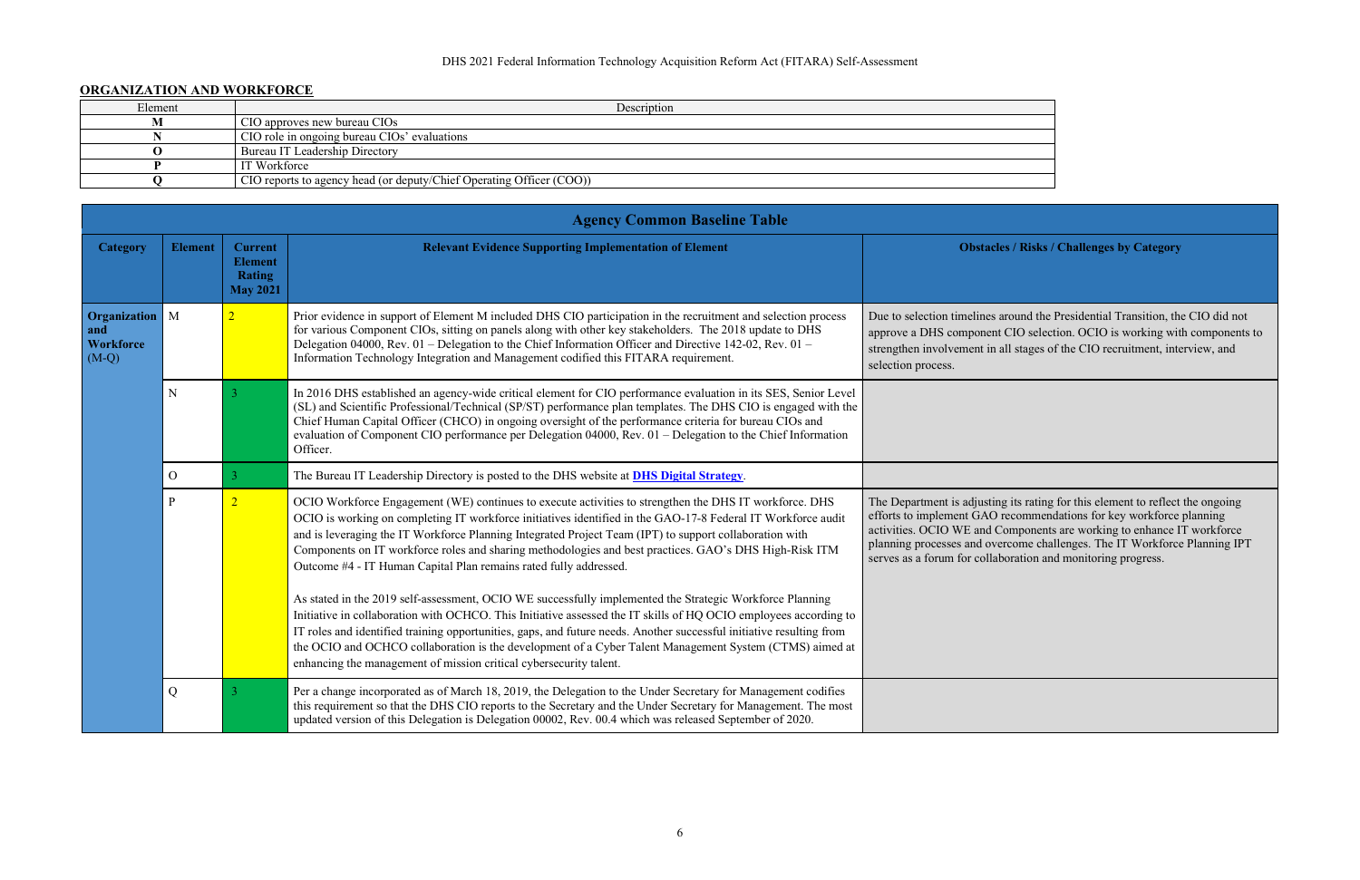## ORGANIZATION AND WORKFORCE

| Element | Description |
|---|---|
| M | CIO approves new bureau CIOs |
| N | CIO role in ongoing bureau CIOs' evaluations |
| O | Bureau IT Leadership Directory |
| P | IT Workforce |
| Q | CIO reports to agency head (or deputy/Chief Operating Officer (COO)) |

| Agency Common Baseline Table | | | | |
|---|---|---|---|---|
| **Category** | **Element** | **Current Element Rating May 2021** | **Relevant Evidence Supporting Implementation of Element** | **Obstacles / Risks / Challenges by Category** |
| **Organization and Workforce** (M-Q) | M | 2 | Prior evidence in support of Element M included DHS CIO participation in the recruitment and selection process for various Component CIOs, sitting on panels along with other key stakeholders. The 2018 update to DHS Delegation 04000, Rev. 01 – Delegation to the Chief Information Officer and Directive 142-02, Rev. 01 – Information Technology Integration and Management codified this FITARA requirement. | Due to selection timelines around the Presidential Transition, the CIO did not approve a DHS component CIO selection. OCIO is working with components to strengthen involvement in all stages of the CIO recruitment, interview, and selection process. |
| | N | 3 | In 2016 DHS established an agency-wide critical element for CIO performance evaluation in its SES, Senior Level (SL) and Scientific Professional/Technical (SP/ST) performance plan templates. The DHS CIO is engaged with the Chief Human Capital Officer (CHCO) in ongoing oversight of the performance criteria for bureau CIOs and evaluation of Component CIO performance per Delegation 04000, Rev. 01 – Delegation to the Chief Information Officer. | |
| | O | 3 | The Bureau IT Leadership Directory is posted to the DHS website at **DHS Digital Strategy**. | |
| | P | 2 | OCIO Workforce Engagement (WE) continues to execute activities to strengthen the DHS IT workforce. DHS OCIO is working on completing IT workforce initiatives identified in the GAO-17-8 Federal IT Workforce audit and is leveraging the IT Workforce Planning Integrated Project Team (IPT) to support collaboration with Components on IT workforce roles and sharing methodologies and best practices. GAO's DHS High-Risk ITM Outcome #4 - IT Human Capital Plan remains rated fully addressed.<br><br>As stated in the 2019 self-assessment, OCIO WE successfully implemented the Strategic Workforce Planning Initiative in collaboration with OCHCO. This Initiative assessed the IT skills of HQ OCIO employees according to IT roles and identified training opportunities, gaps, and future needs. Another successful initiative resulting from the OCIO and OCHCO collaboration is the development of a Cyber Talent Management System (CTMS) aimed at enhancing the management of mission critical cybersecurity talent. | The Department is adjusting its rating for this element to reflect the ongoing efforts to implement GAO recommendations for key workforce planning activities. OCIO WE and Components are working to enhance IT workforce planning processes and overcome challenges. The IT Workforce Planning IPT serves as a forum for collaboration and monitoring progress. |
| | Q | 3 | Per a change incorporated as of March 18, 2019, the Delegation to the Under Secretary for Management codifies this requirement so that the DHS CIO reports to the Secretary and the Under Secretary for Management. The most updated version of this Delegation is Delegation 00002, Rev. 00.4 which was released September of 2020. | |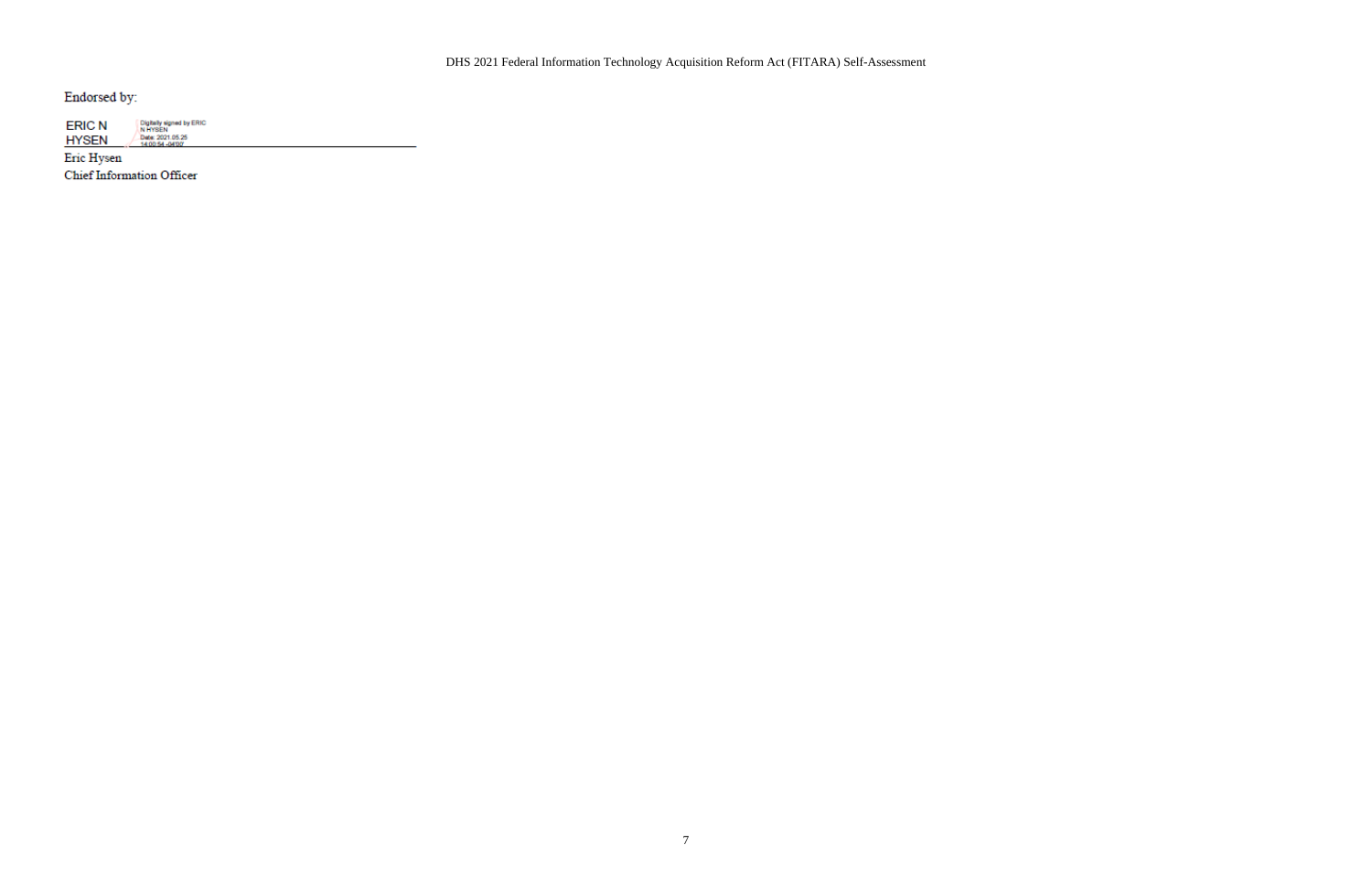Endorsed by:

ERIC N HYSEN — Digitally signed by ERIC N HYSEN Date: 2021.05.25 14:00:54 -04'00'

Eric Hysen

Chief Information Officer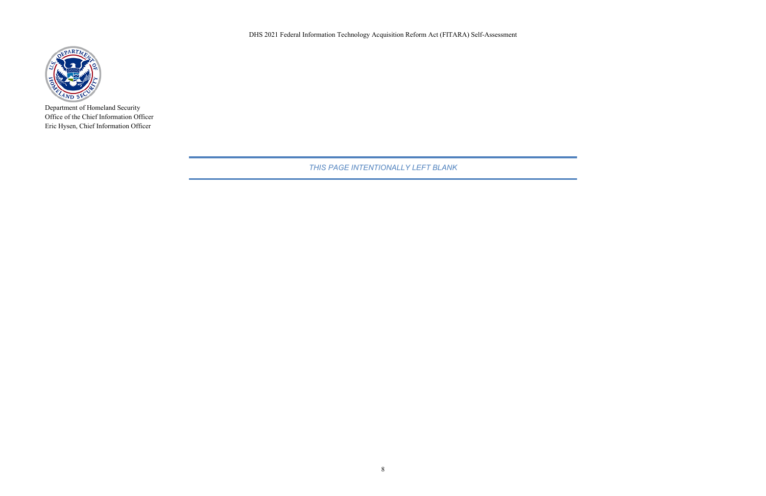Department of Homeland Security
Office of the Chief Information Officer
Eric Hysen, Chief Information Officer

*THIS PAGE INTENTIONALLY LEFT BLANK*